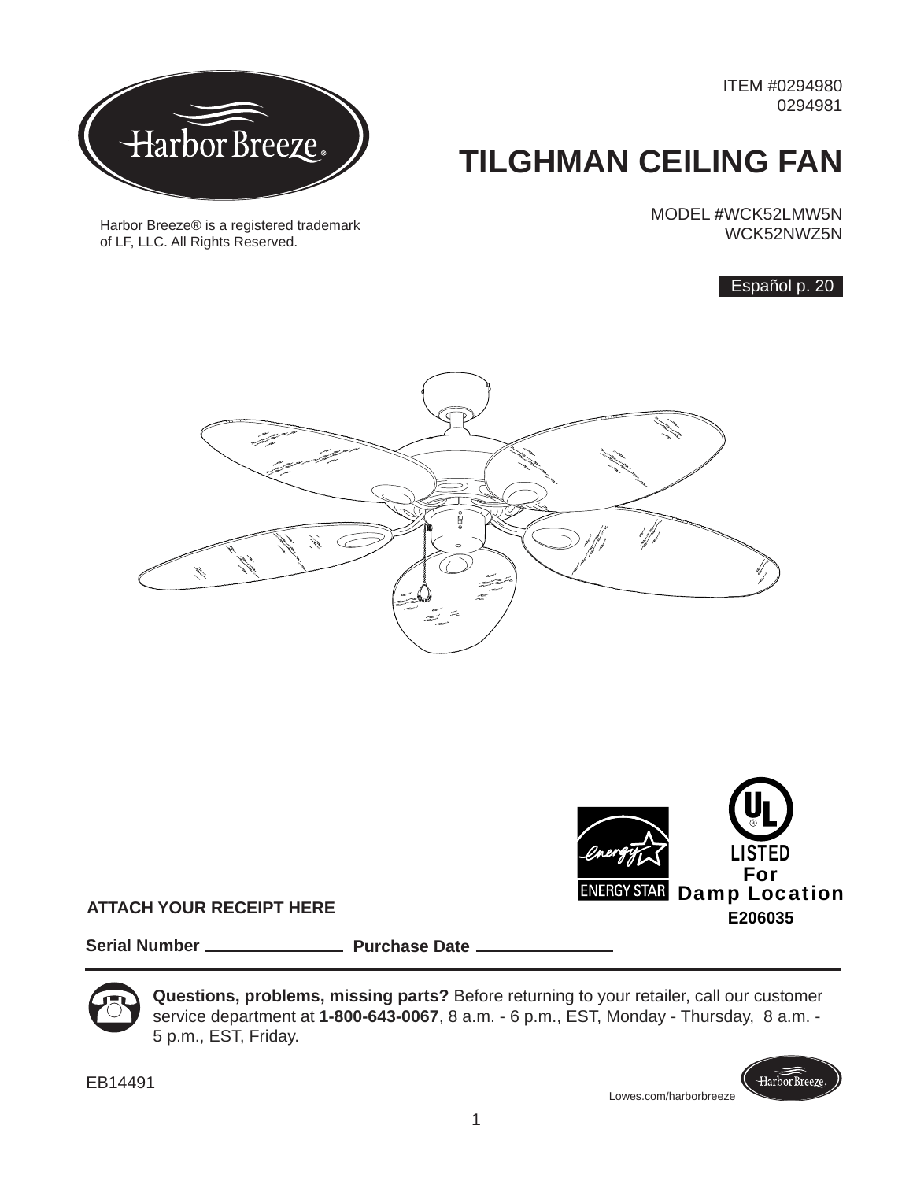ITEM #0294980
0294981

# TILGHMAN CEILING FAN

Harbor Breeze® is a registered trademark of LF, LLC. All Rights Reserved.

MODEL #WCK52LMW5N
WCK52NWZ5N

Español p. 20

LISTED
For
Damp Location
E206035

ENERGY STAR

**ATTACH YOUR RECEIPT HERE**

**Serial Number** \_\_\_\_\_\_\_\_\_\_\_\_\_\_\_ **Purchase Date** \_\_\_\_\_\_\_\_\_\_\_\_\_\_\_

**Questions, problems, missing parts?** Before returning to your retailer, call our customer service department at **1-800-643-0067**, 8 a.m. - 6 p.m., EST, Monday - Thursday, 8 a.m. - 5 p.m., EST, Friday.

EB14491

Lowes.com/harborbreeze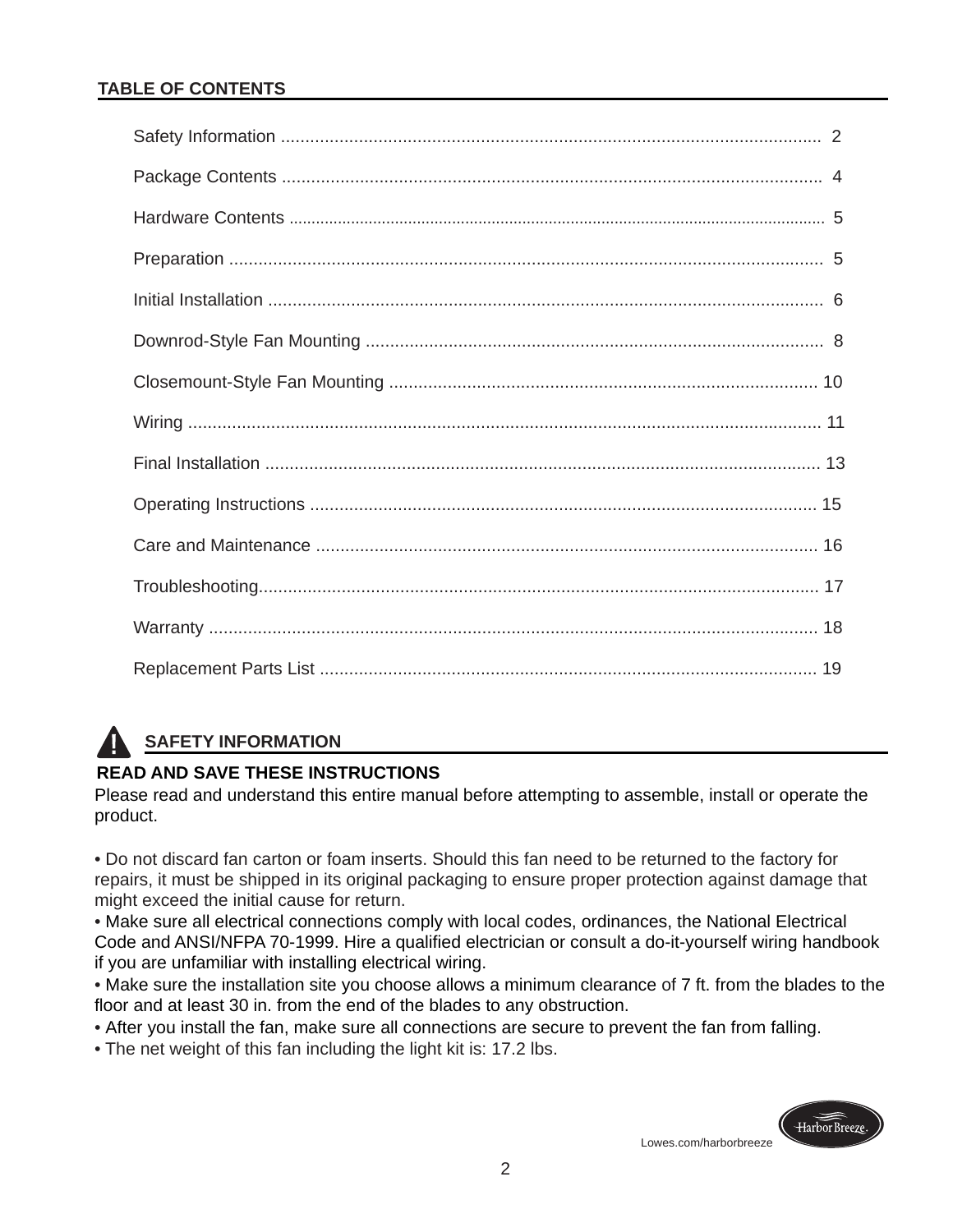## TABLE OF CONTENTS

| Section | Page |
|---|---|
| Safety Information | 2 |
| Package Contents | 4 |
| Hardware Contents | 5 |
| Preparation | 5 |
| Initial Installation | 6 |
| Downrod-Style Fan Mounting | 8 |
| Closemount-Style Fan Mounting | 10 |
| Wiring | 11 |
| Final Installation | 13 |
| Operating Instructions | 15 |
| Care and Maintenance | 16 |
| Troubleshooting | 17 |
| Warranty | 18 |
| Replacement Parts List | 19 |

## SAFETY INFORMATION

**READ AND SAVE THESE INSTRUCTIONS**

Please read and understand this entire manual before attempting to assemble, install or operate the product.

- Do not discard fan carton or foam inserts. Should this fan need to be returned to the factory for repairs, it must be shipped in its original packaging to ensure proper protection against damage that might exceed the initial cause for return.
- Make sure all electrical connections comply with local codes, ordinances, the National Electrical Code and ANSI/NFPA 70-1999. Hire a qualified electrician or consult a do-it-yourself wiring handbook if you are unfamiliar with installing electrical wiring.
- Make sure the installation site you choose allows a minimum clearance of 7 ft. from the blades to the floor and at least 30 in. from the end of the blades to any obstruction.
- After you install the fan, make sure all connections are secure to prevent the fan from falling.
- The net weight of this fan including the light kit is: 17.2 lbs.

Lowes.com/harborbreeze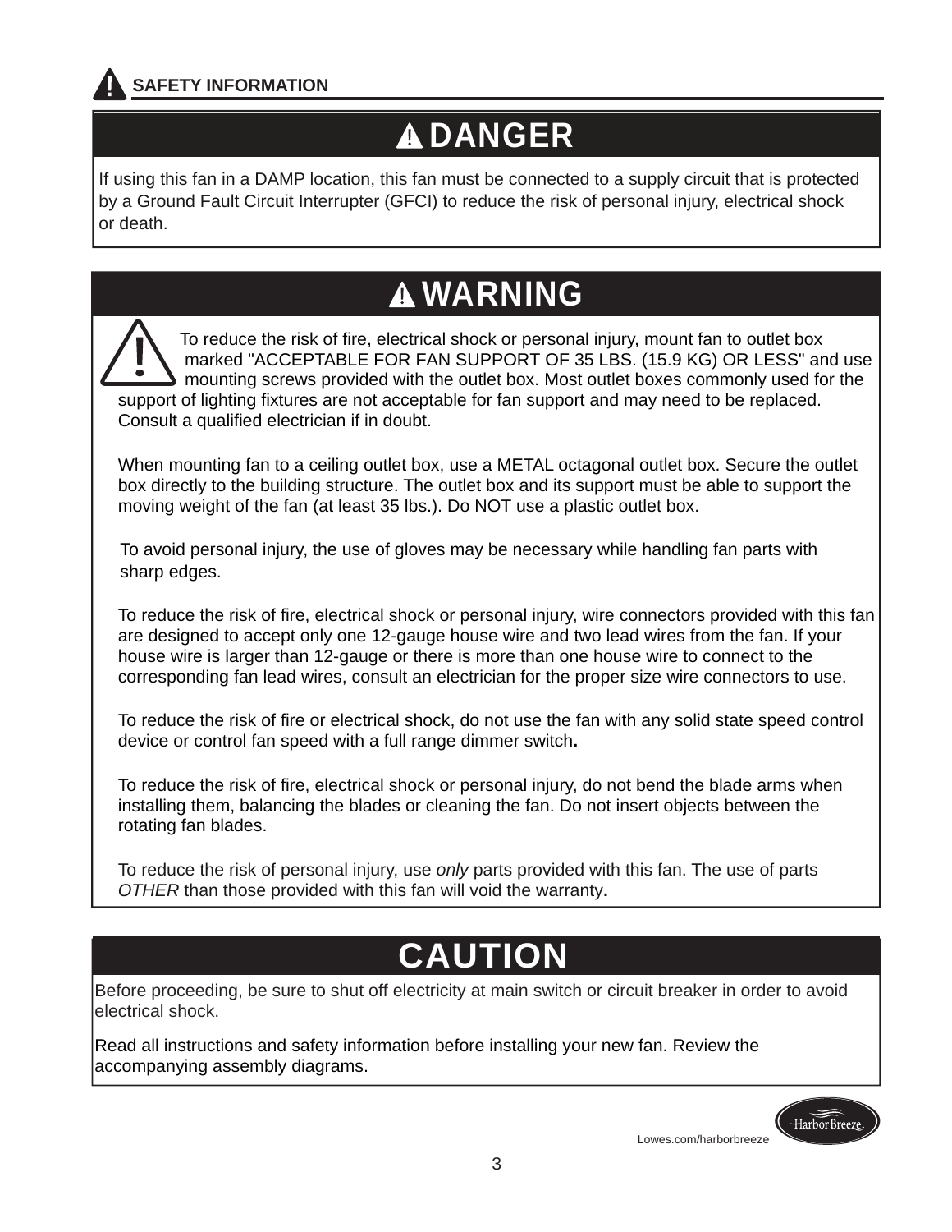## SAFETY INFORMATION

### DANGER

If using this fan in a DAMP location, this fan must be connected to a supply circuit that is protected by a Ground Fault Circuit Interrupter (GFCI) to reduce the risk of personal injury, electrical shock or death.

### WARNING

To reduce the risk of fire, electrical shock or personal injury, mount fan to outlet box marked "ACCEPTABLE FOR FAN SUPPORT OF 35 LBS. (15.9 KG) OR LESS" and use mounting screws provided with the outlet box. Most outlet boxes commonly used for the support of lighting fixtures are not acceptable for fan support and may need to be replaced. Consult a qualified electrician if in doubt.

When mounting fan to a ceiling outlet box, use a METAL octagonal outlet box. Secure the outlet box directly to the building structure. The outlet box and its support must be able to support the moving weight of the fan (at least 35 lbs.). Do NOT use a plastic outlet box.

To avoid personal injury, the use of gloves may be necessary while handling fan parts with sharp edges.

To reduce the risk of fire, electrical shock or personal injury, wire connectors provided with this fan are designed to accept only one 12-gauge house wire and two lead wires from the fan. If your house wire is larger than 12-gauge or there is more than one house wire to connect to the corresponding fan lead wires, consult an electrician for the proper size wire connectors to use.

To reduce the risk of fire or electrical shock, do not use the fan with any solid state speed control device or control fan speed with a full range dimmer switch.

To reduce the risk of fire, electrical shock or personal injury, do not bend the blade arms when installing them, balancing the blades or cleaning the fan. Do not insert objects between the rotating fan blades.

To reduce the risk of personal injury, use *only* parts provided with this fan. The use of parts *OTHER* than those provided with this fan will void the warranty.

### CAUTION

Before proceeding, be sure to shut off electricity at main switch or circuit breaker in order to avoid electrical shock.

Read all instructions and safety information before installing your new fan. Review the accompanying assembly diagrams.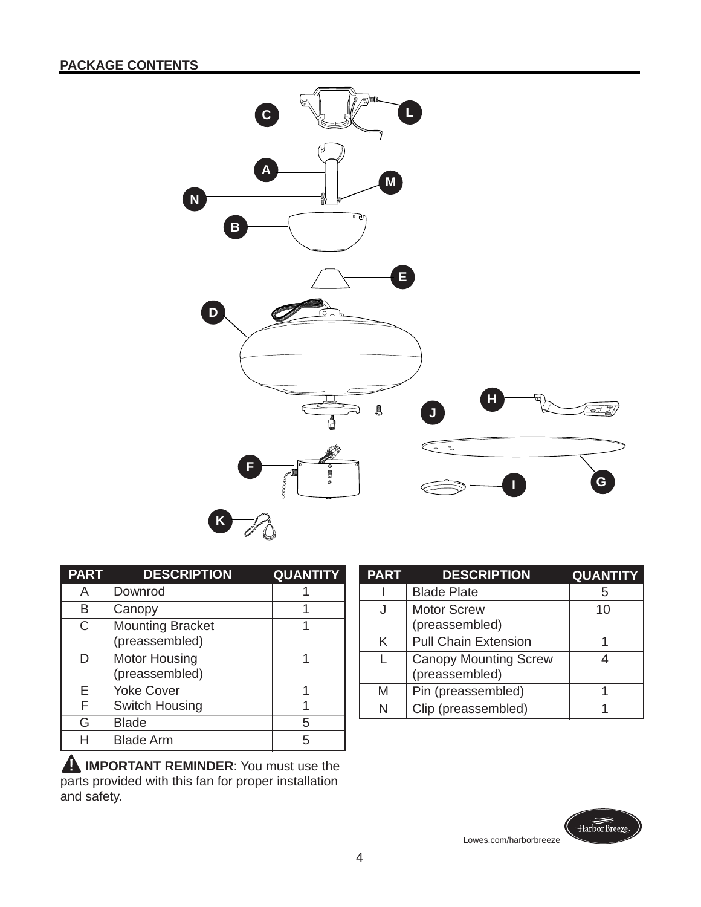## PACKAGE CONTENTS

| PART | DESCRIPTION | QUANTITY |
|---|---|---|
| A | Downrod | 1 |
| B | Canopy | 1 |
| C | Mounting Bracket (preassembled) | 1 |
| D | Motor Housing (preassembled) | 1 |
| E | Yoke Cover | 1 |
| F | Switch Housing | 1 |
| G | Blade | 5 |
| H | Blade Arm | 5 |

| PART | DESCRIPTION | QUANTITY |
|---|---|---|
| I | Blade Plate | 5 |
| J | Motor Screw (preassembled) | 10 |
| K | Pull Chain Extension | 1 |
| L | Canopy Mounting Screw (preassembled) | 4 |
| M | Pin (preassembled) | 1 |
| N | Clip (preassembled) | 1 |

**IMPORTANT REMINDER**: You must use the parts provided with this fan for proper installation and safety.

Lowes.com/harborbreeze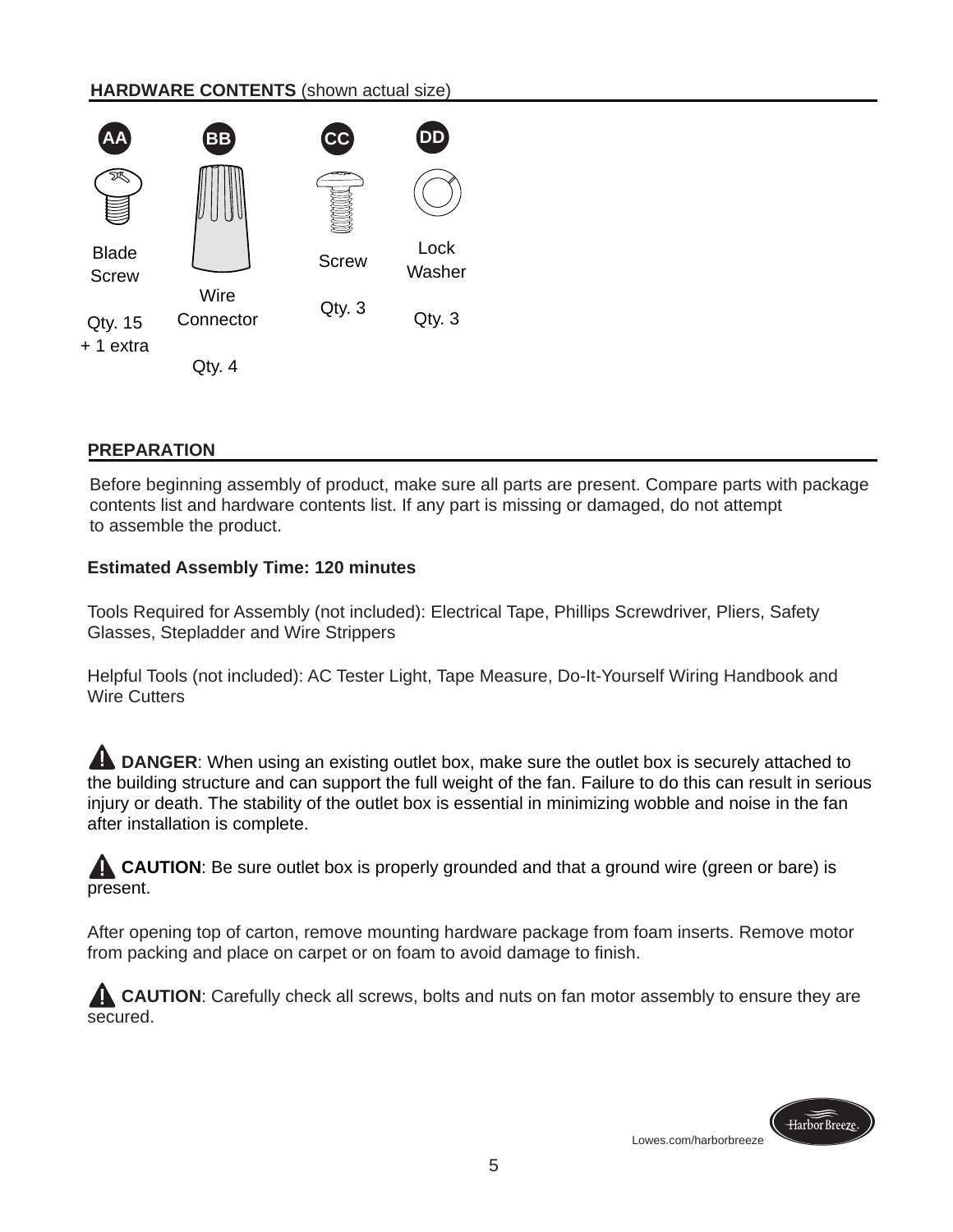## HARDWARE CONTENTS (shown actual size)

| AA | BB | CC | DD |
|---|---|---|---|
| Blade Screw | Wire Connector | Screw | Lock Washer |
| Qty. 15 + 1 extra | Qty. 4 | Qty. 3 | Qty. 3 |

## PREPARATION

Before beginning assembly of product, make sure all parts are present. Compare parts with package contents list and hardware contents list. If any part is missing or damaged, do not attempt to assemble the product.

**Estimated Assembly Time: 120 minutes**

Tools Required for Assembly (not included): Electrical Tape, Phillips Screwdriver, Pliers, Safety Glasses, Stepladder and Wire Strippers

Helpful Tools (not included): AC Tester Light, Tape Measure, Do-It-Yourself Wiring Handbook and Wire Cutters

**DANGER**: When using an existing outlet box, make sure the outlet box is securely attached to the building structure and can support the full weight of the fan. Failure to do this can result in serious injury or death. The stability of the outlet box is essential in minimizing wobble and noise in the fan after installation is complete.

**CAUTION**: Be sure outlet box is properly grounded and that a ground wire (green or bare) is present.

After opening top of carton, remove mounting hardware package from foam inserts. Remove motor from packing and place on carpet or on foam to avoid damage to finish.

**CAUTION**: Carefully check all screws, bolts and nuts on fan motor assembly to ensure they are secured.

Lowes.com/harborbreeze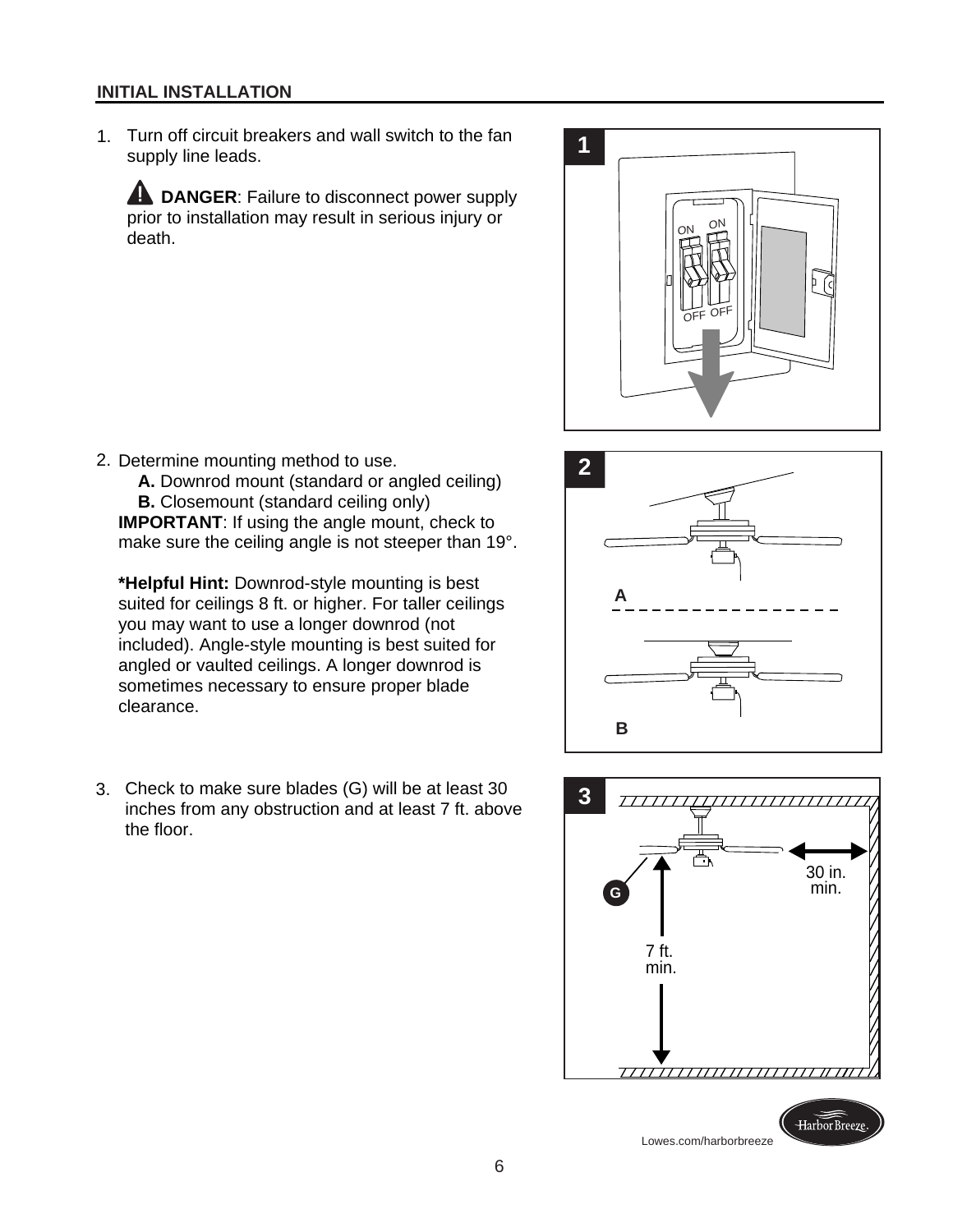## INITIAL INSTALLATION

1. Turn off circuit breakers and wall switch to the fan supply line leads.

   ⚠ **DANGER**: Failure to disconnect power supply prior to installation may result in serious injury or death.

2. Determine mounting method to use.
   **A.** Downrod mount (standard or angled ceiling)
   **B.** Closemount (standard ceiling only)
   **IMPORTANT**: If using the angle mount, check to make sure the ceiling angle is not steeper than 19°.

   ***Helpful Hint:** Downrod-style mounting is best suited for ceilings 8 ft. or higher. For taller ceilings you may want to use a longer downrod (not included). Angle-style mounting is best suited for angled or vaulted ceilings. A longer downrod is sometimes necessary to ensure proper blade clearance.

3. Check to make sure blades (G) will be at least 30 inches from any obstruction and at least 7 ft. above the floor.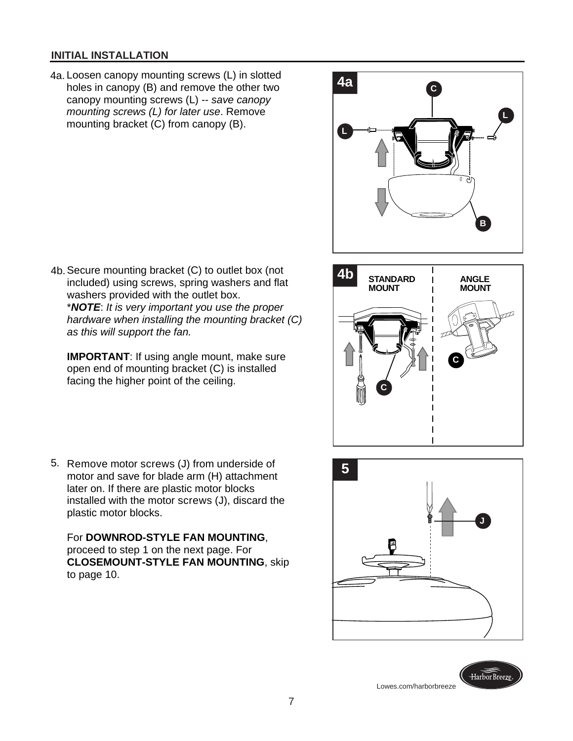## INITIAL INSTALLATION

4a. Loosen canopy mounting screws (L) in slotted holes in canopy (B) and remove the other two canopy mounting screws (L) -- *save canopy mounting screws (L) for later use*. Remove mounting bracket (C) from canopy (B).

4b. Secure mounting bracket (C) to outlet box (not included) using screws, spring washers and flat washers provided with the outlet box.
*****NOTE***: *It is very important you use the proper hardware when installing the mounting bracket (C) as this will support the fan.*

**IMPORTANT**: If using angle mount, make sure open end of mounting bracket (C) is installed facing the higher point of the ceiling.

5. Remove motor screws (J) from underside of motor and save for blade arm (H) attachment later on. If there are plastic motor blocks installed with the motor screws (J), discard the plastic motor blocks.

For **DOWNROD-STYLE FAN MOUNTING**, proceed to step 1 on the next page. For **CLOSEMOUNT-STYLE FAN MOUNTING**, skip to page 10.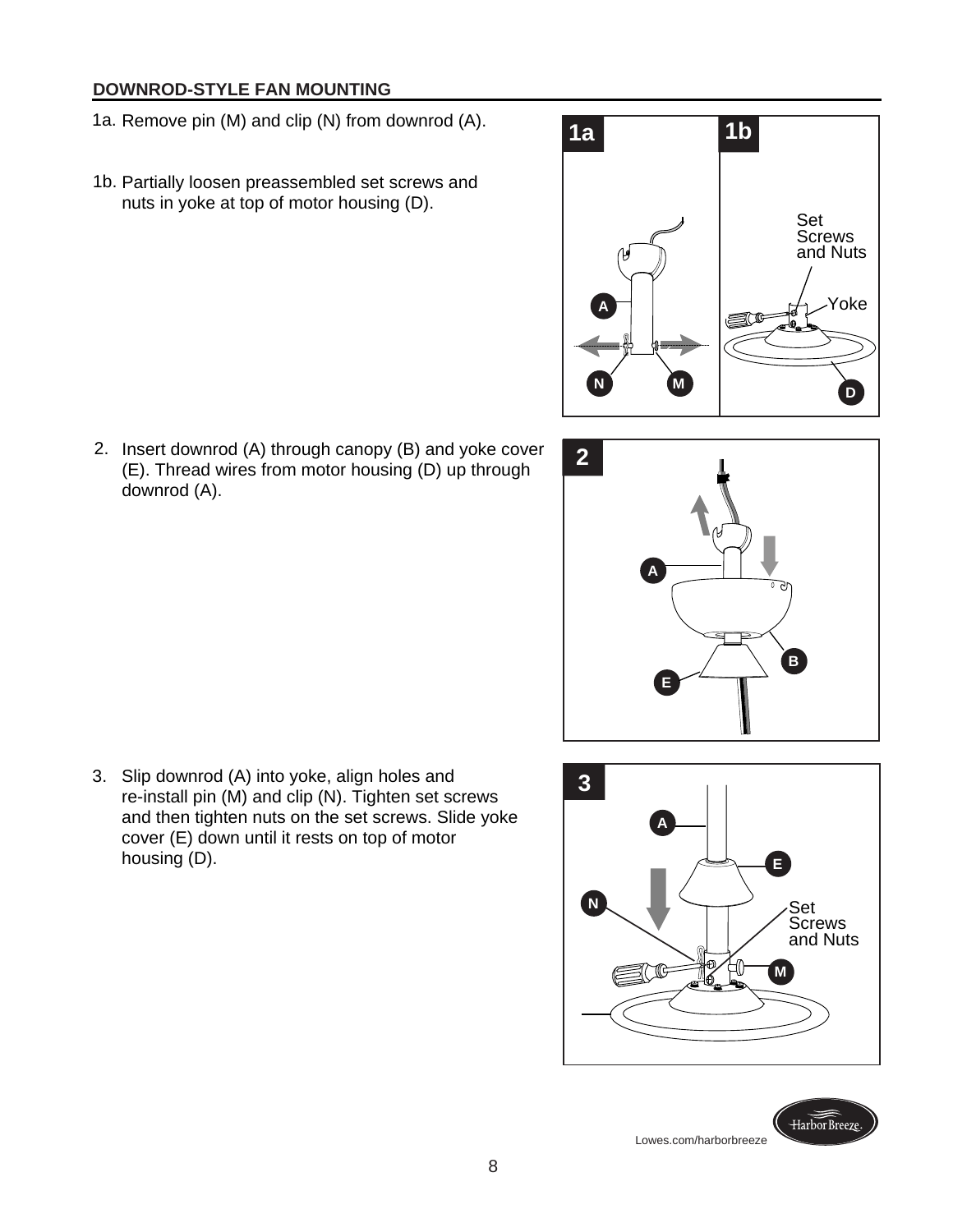## DOWNROD-STYLE FAN MOUNTING

1a. Remove pin (M) and clip (N) from downrod (A).

1b. Partially loosen preassembled set screws and nuts in yoke at top of motor housing (D).

2. Insert downrod (A) through canopy (B) and yoke cover (E). Thread wires from motor housing (D) up through downrod (A).

3. Slip downrod (A) into yoke, align holes and re-install pin (M) and clip (N). Tighten set screws and then tighten nuts on the set screws. Slide yoke cover (E) down until it rests on top of motor housing (D).

Lowes.com/harborbreeze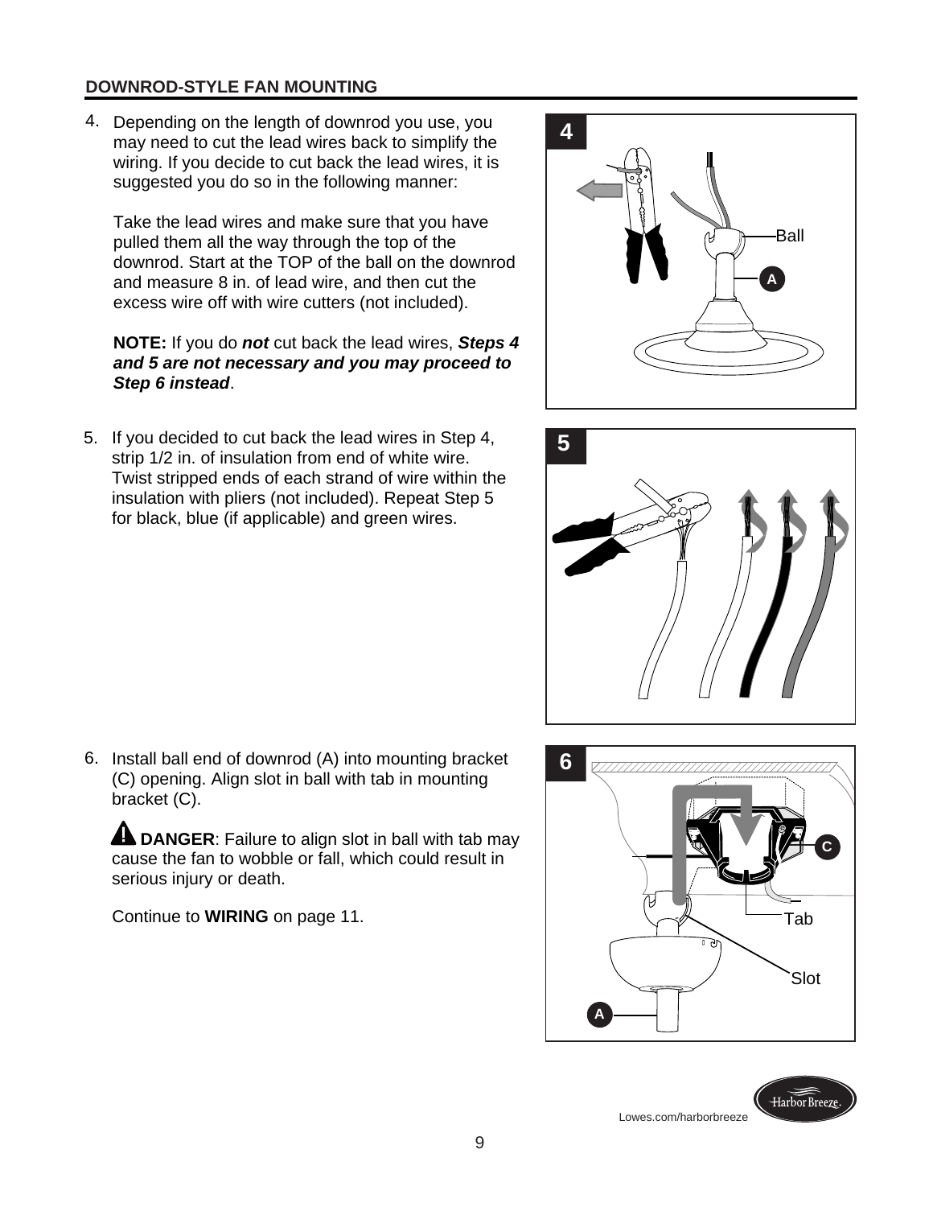## DOWNROD-STYLE FAN MOUNTING

4. Depending on the length of downrod you use, you may need to cut the lead wires back to simplify the wiring. If you decide to cut back the lead wires, it is suggested you do so in the following manner:

   Take the lead wires and make sure that you have pulled them all the way through the top of the downrod. Start at the TOP of the ball on the downrod and measure 8 in. of lead wire, and then cut the excess wire off with wire cutters (not included).

   **NOTE:** If you do ***not*** cut back the lead wires, ***Steps 4 and 5 are not necessary and you may proceed to Step 6 instead***.

5. If you decided to cut back the lead wires in Step 4, strip 1/2 in. of insulation from end of white wire. Twist stripped ends of each strand of wire within the insulation with pliers (not included). Repeat Step 5 for black, blue (if applicable) and green wires.

6. Install ball end of downrod (A) into mounting bracket (C) opening. Align slot in ball with tab in mounting bracket (C).

   **DANGER**: Failure to align slot in ball with tab may cause the fan to wobble or fall, which could result in serious injury or death.

   Continue to **WIRING** on page 11.

Lowes.com/harborbreeze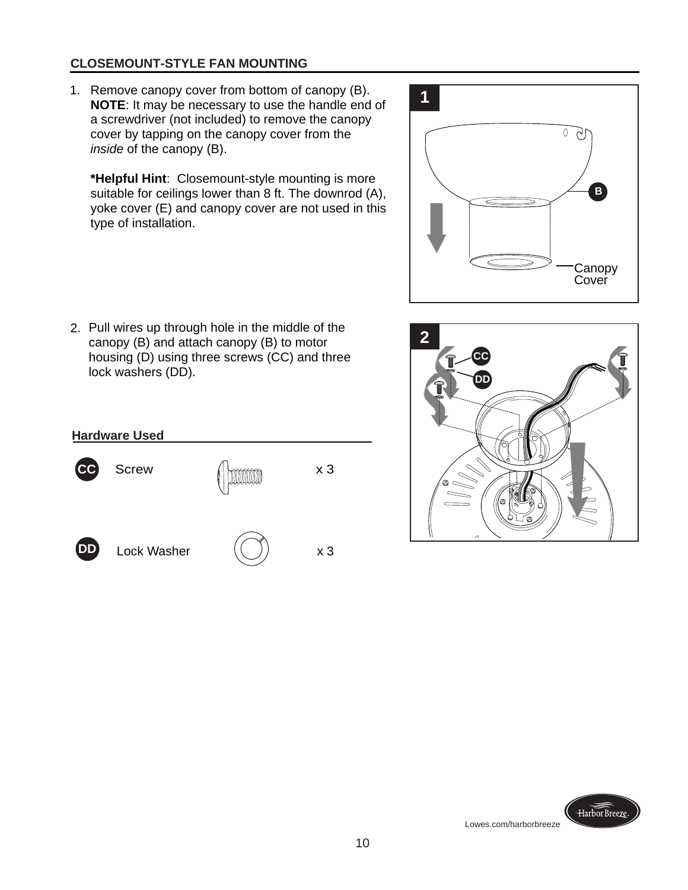## CLOSEMOUNT-STYLE FAN MOUNTING

1. Remove canopy cover from bottom of canopy (B). **NOTE**: It may be necessary to use the handle end of a screwdriver (not included) to remove the canopy cover by tapping on the canopy cover from the *inside* of the canopy (B).

   ***Helpful Hint**: Closemount-style mounting is more suitable for ceilings lower than 8 ft. The downrod (A), yoke cover (E) and canopy cover are not used in this type of installation.

2. Pull wires up through hole in the middle of the canopy (B) and attach canopy (B) to motor housing (D) using three screws (CC) and three lock washers (DD).

**Hardware Used**

| | | |
|---|---|---|
| CC | Screw | x 3 |
| DD | Lock Washer | x 3 |

Lowes.com/harborbreeze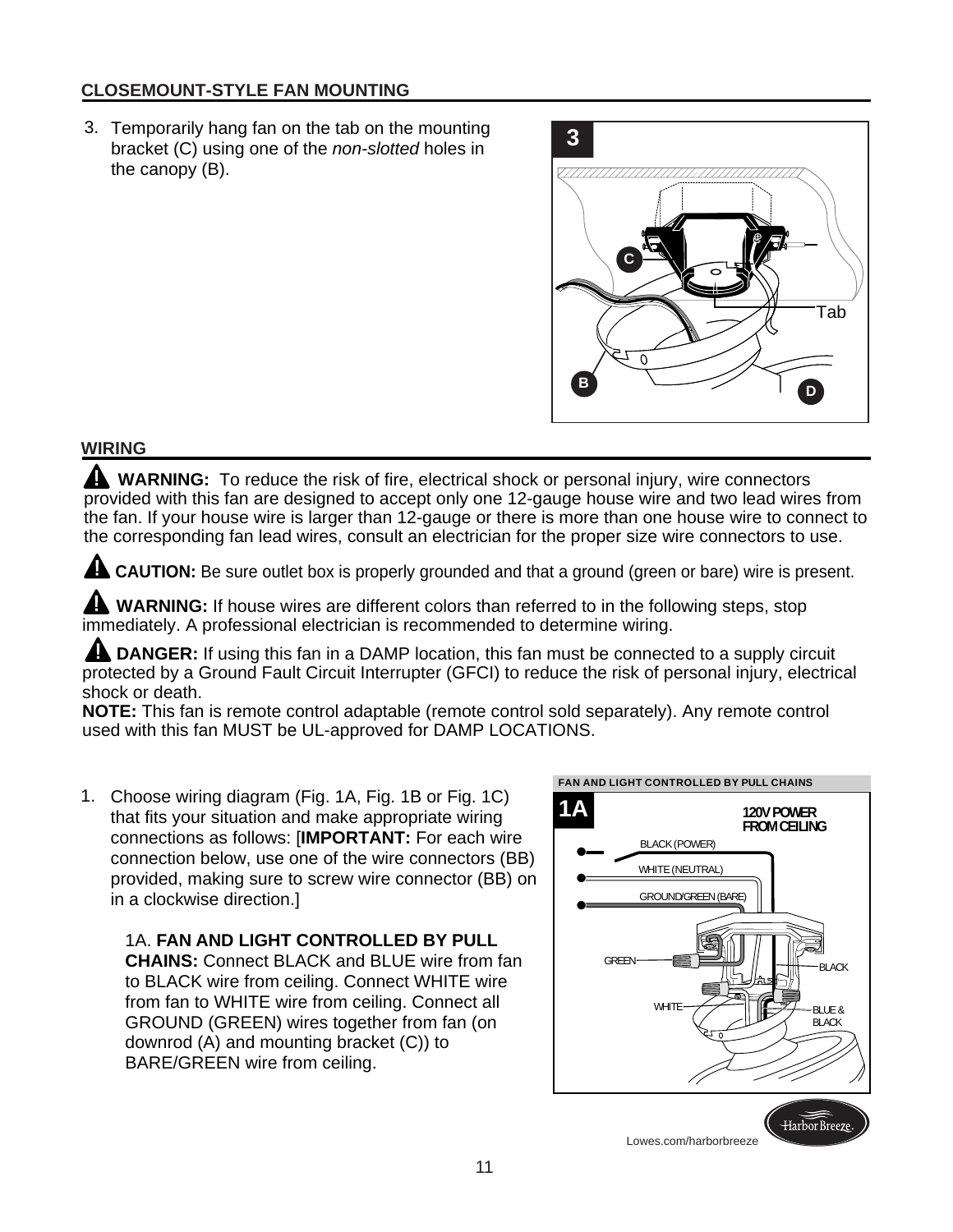## CLOSEMOUNT-STYLE FAN MOUNTING

3. Temporarily hang fan on the tab on the mounting bracket (C) using one of the *non-slotted* holes in the canopy (B).

## WIRING

**WARNING:** To reduce the risk of fire, electrical shock or personal injury, wire connectors provided with this fan are designed to accept only one 12-gauge house wire and two lead wires from the fan. If your house wire is larger than 12-gauge or there is more than one house wire to connect to the corresponding fan lead wires, consult an electrician for the proper size wire connectors to use.

**CAUTION:** Be sure outlet box is properly grounded and that a ground (green or bare) wire is present.

**WARNING:** If house wires are different colors than referred to in the following steps, stop immediately. A professional electrician is recommended to determine wiring.

**DANGER:** If using this fan in a DAMP location, this fan must be connected to a supply circuit protected by a Ground Fault Circuit Interrupter (GFCI) to reduce the risk of personal injury, electrical shock or death.

**NOTE:** This fan is remote control adaptable (remote control sold separately). Any remote control used with this fan MUST be UL-approved for DAMP LOCATIONS.

1. Choose wiring diagram (Fig. 1A, Fig. 1B or Fig. 1C) that fits your situation and make appropriate wiring connections as follows: [**IMPORTANT:** For each wire connection below, use one of the wire connectors (BB) provided, making sure to screw wire connector (BB) on in a clockwise direction.]

   1A. **FAN AND LIGHT CONTROLLED BY PULL CHAINS:** Connect BLACK and BLUE wire from fan to BLACK wire from ceiling. Connect WHITE wire from fan to WHITE wire from ceiling. Connect all GROUND (GREEN) wires together from fan (on downrod (A) and mounting bracket (C)) to BARE/GREEN wire from ceiling.

Lowes.com/harborbreeze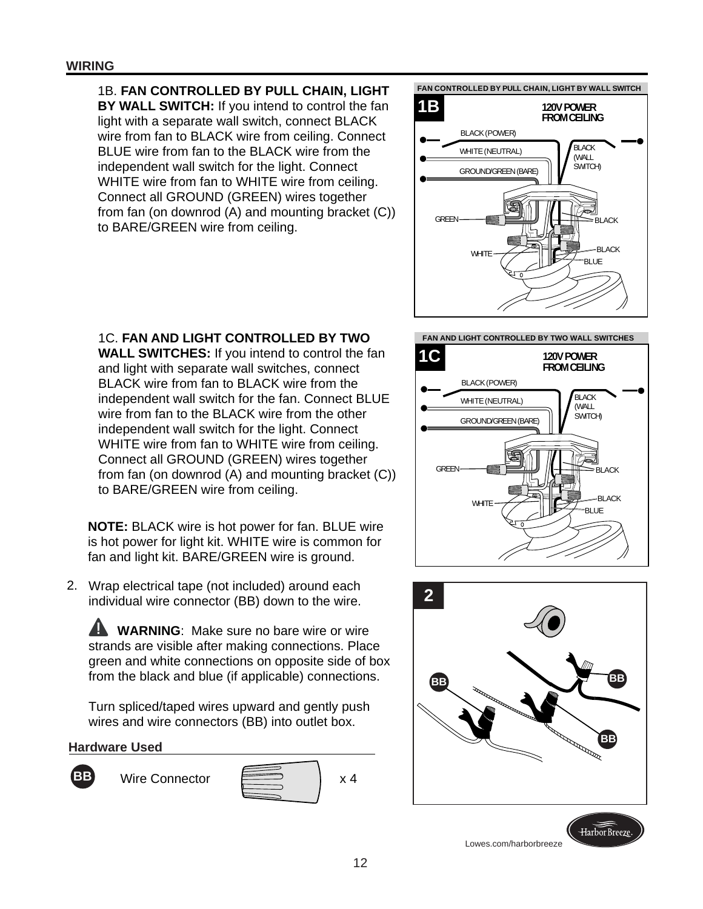## WIRING

1B. **FAN CONTROLLED BY PULL CHAIN, LIGHT BY WALL SWITCH:** If you intend to control the fan light with a separate wall switch, connect BLACK wire from fan to BLACK wire from ceiling. Connect BLUE wire from fan to the BLACK wire from the independent wall switch for the light. Connect WHITE wire from fan to WHITE wire from ceiling. Connect all GROUND (GREEN) wires together from fan (on downrod (A) and mounting bracket (C)) to BARE/GREEN wire from ceiling.

**FAN CONTROLLED BY PULL CHAIN, LIGHT BY WALL SWITCH**

**1B**

120V POWER FROM CEILING

BLACK (POWER)

WHITE (NEUTRAL)

GROUND/GREEN (BARE)

BLACK (WALL SWITCH)

GREEN

BLACK

WHITE

BLACK

BLUE

1C. **FAN AND LIGHT CONTROLLED BY TWO WALL SWITCHES:** If you intend to control the fan and light with separate wall switches, connect BLACK wire from fan to BLACK wire from the independent wall switch for the fan. Connect BLUE wire from fan to the BLACK wire from the other independent wall switch for the light. Connect WHITE wire from fan to WHITE wire from ceiling. Connect all GROUND (GREEN) wires together from fan (on downrod (A) and mounting bracket (C)) to BARE/GREEN wire from ceiling.

**FAN AND LIGHT CONTROLLED BY TWO WALL SWITCHES**

**1C**

120V POWER FROM CEILING

BLACK (POWER)

WHITE (NEUTRAL)

GROUND/GREEN (BARE)

BLACK (WALL SWITCH)

GREEN

BLACK

WHITE

BLACK

BLUE

**NOTE:** BLACK wire is hot power for fan. BLUE wire is hot power for light kit. WHITE wire is common for fan and light kit. BARE/GREEN wire is ground.

2. Wrap electrical tape (not included) around each individual wire connector (BB) down to the wire.

   ⚠ **WARNING**: Make sure no bare wire or wire strands are visible after making connections. Place green and white connections on opposite side of box from the black and blue (if applicable) connections.

   Turn spliced/taped wires upward and gently push wires and wire connectors (BB) into outlet box.

**2**

BB

BB

BB

### Hardware Used

| | | |
|---|---|---|
| **BB** | Wire Connector | x 4 |

Lowes.com/harborbreeze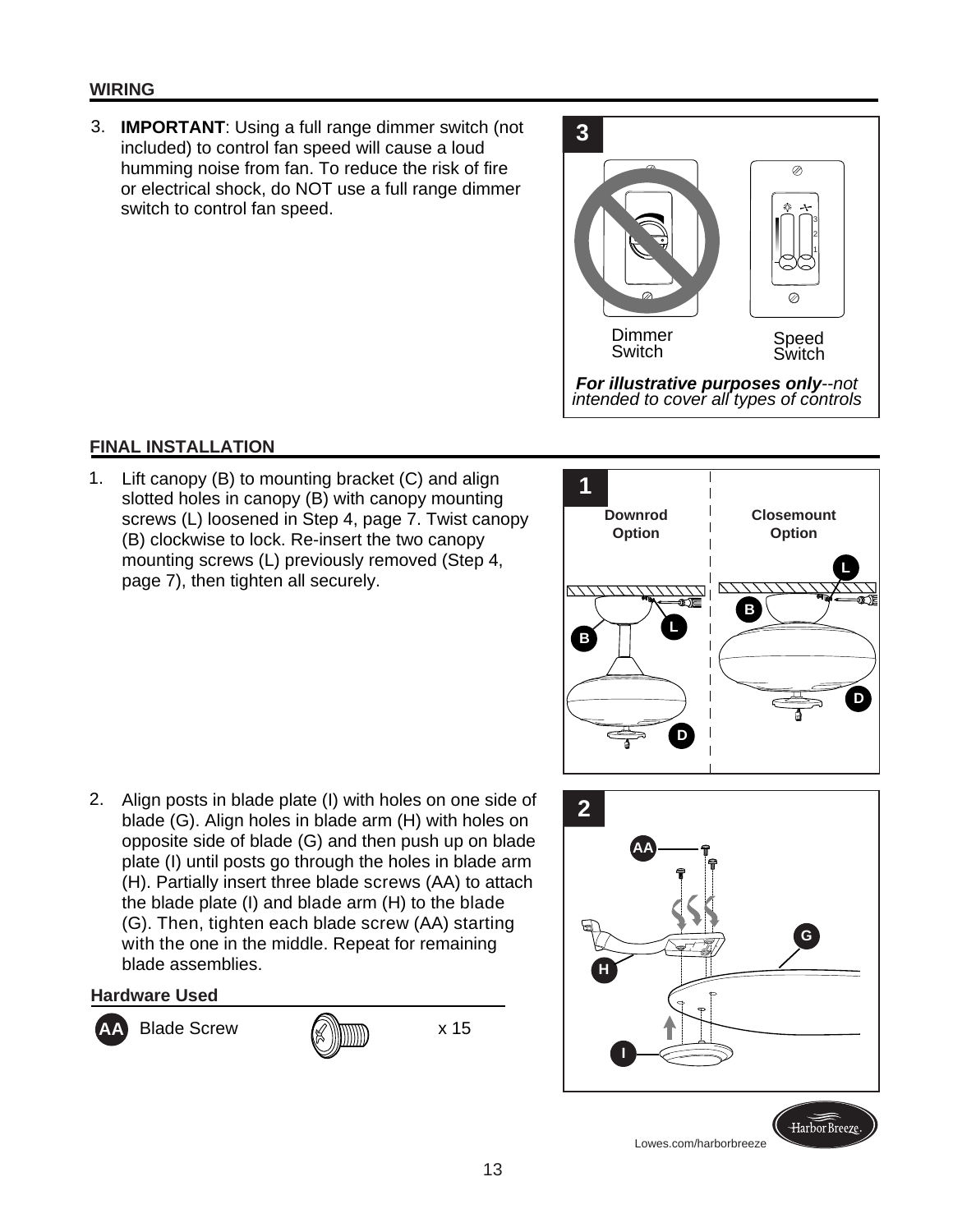## WIRING

3. **IMPORTANT**: Using a full range dimmer switch (not included) to control fan speed will cause a loud humming noise from fan. To reduce the risk of fire or electrical shock, do NOT use a full range dimmer switch to control fan speed.

3

Dimmer Switch

Speed Switch

***For illustrative purposes only**--not intended to cover all types of controls*

## FINAL INSTALLATION

1. Lift canopy (B) to mounting bracket (C) and align slotted holes in canopy (B) with canopy mounting screws (L) loosened in Step 4, page 7. Twist canopy (B) clockwise to lock. Re-insert the two canopy mounting screws (L) previously removed (Step 4, page 7), then tighten all securely.

1

**Downrod Option**

**Closemount Option**

2. Align posts in blade plate (I) with holes on one side of blade (G). Align holes in blade arm (H) with holes on opposite side of blade (G) and then push up on blade plate (I) until posts go through the holes in blade arm (H). Partially insert three blade screws (AA) to attach the blade plate (I) and blade arm (H) to the blade (G). Then, tighten each blade screw (AA) starting with the one in the middle. Repeat for remaining blade assemblies.

### Hardware Used

| | | |
|---|---|---|
| AA | Blade Screw | x 15 |

2

Lowes.com/harborbreeze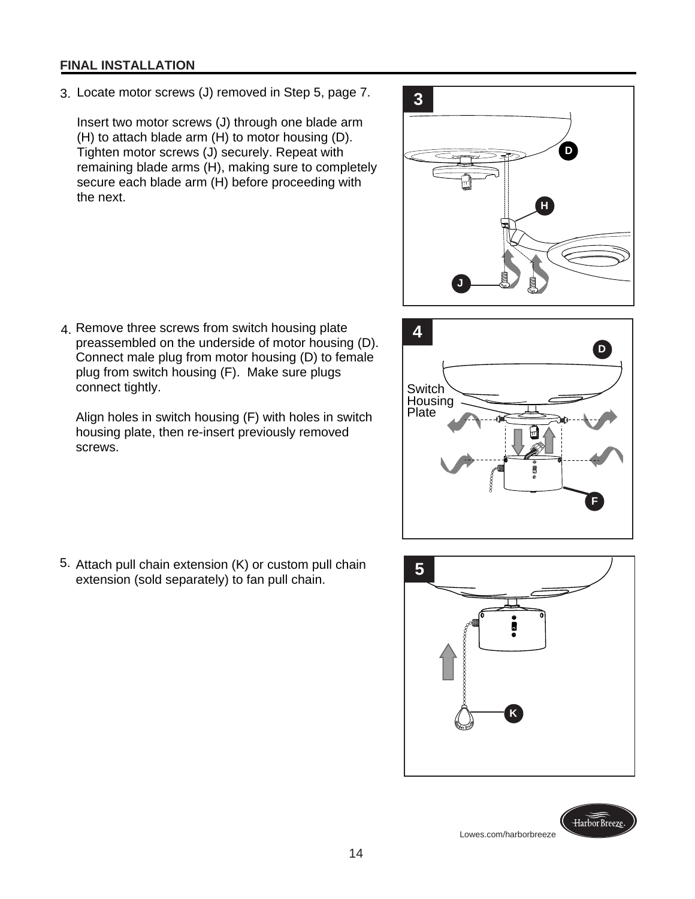## FINAL INSTALLATION

3. Locate motor screws (J) removed in Step 5, page 7.

   Insert two motor screws (J) through one blade arm (H) to attach blade arm (H) to motor housing (D). Tighten motor screws (J) securely. Repeat with remaining blade arms (H), making sure to completely secure each blade arm (H) before proceeding with the next.

4. Remove three screws from switch housing plate preassembled on the underside of motor housing (D). Connect male plug from motor housing (D) to female plug from switch housing (F). Make sure plugs connect tightly.

   Align holes in switch housing (F) with holes in switch housing plate, then re-insert previously removed screws.

5. Attach pull chain extension (K) or custom pull chain extension (sold separately) to fan pull chain.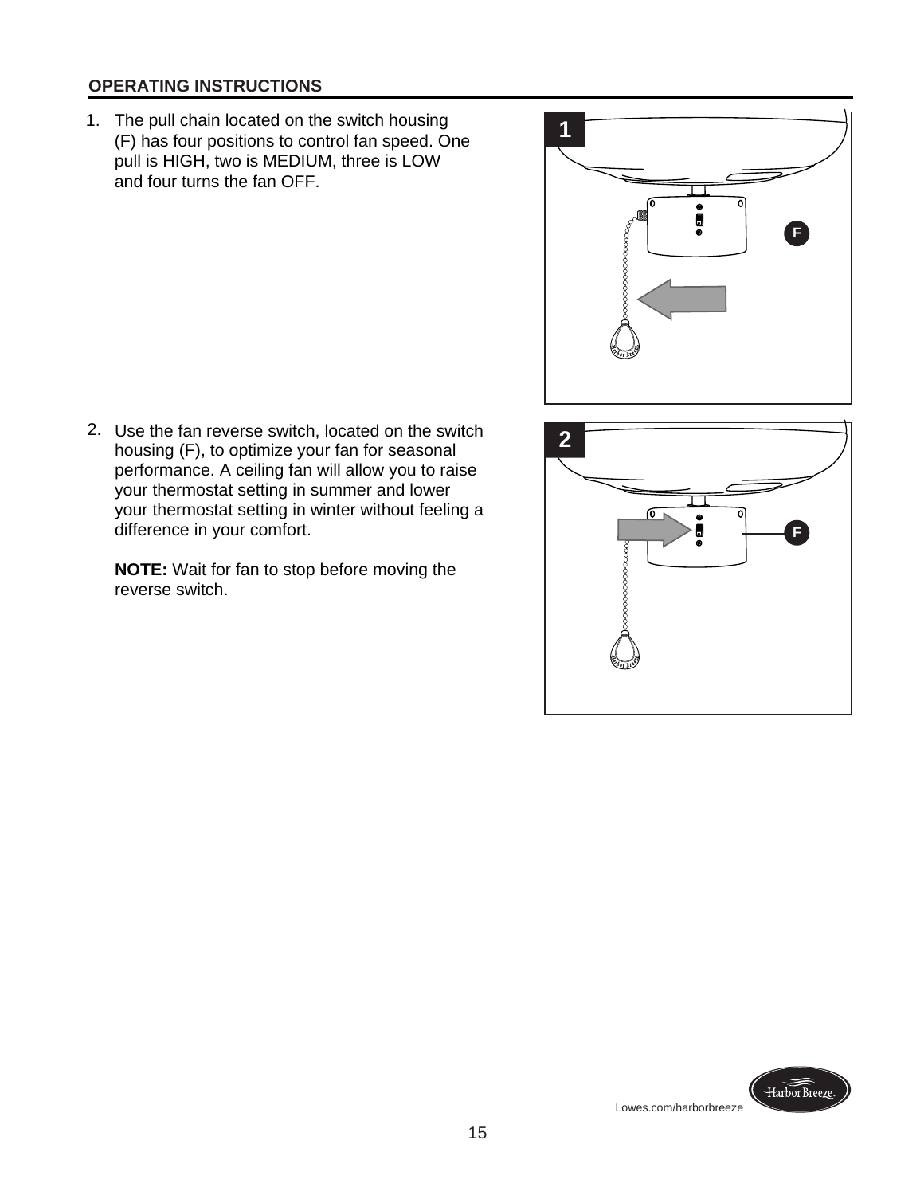## OPERATING INSTRUCTIONS

1. The pull chain located on the switch housing (F) has four positions to control fan speed. One pull is HIGH, two is MEDIUM, three is LOW and four turns the fan OFF.

2. Use the fan reverse switch, located on the switch housing (F), to optimize your fan for seasonal performance. A ceiling fan will allow you to raise your thermostat setting in summer and lower your thermostat setting in winter without feeling a difference in your comfort.

   **NOTE:** Wait for fan to stop before moving the reverse switch.

Lowes.com/harborbreeze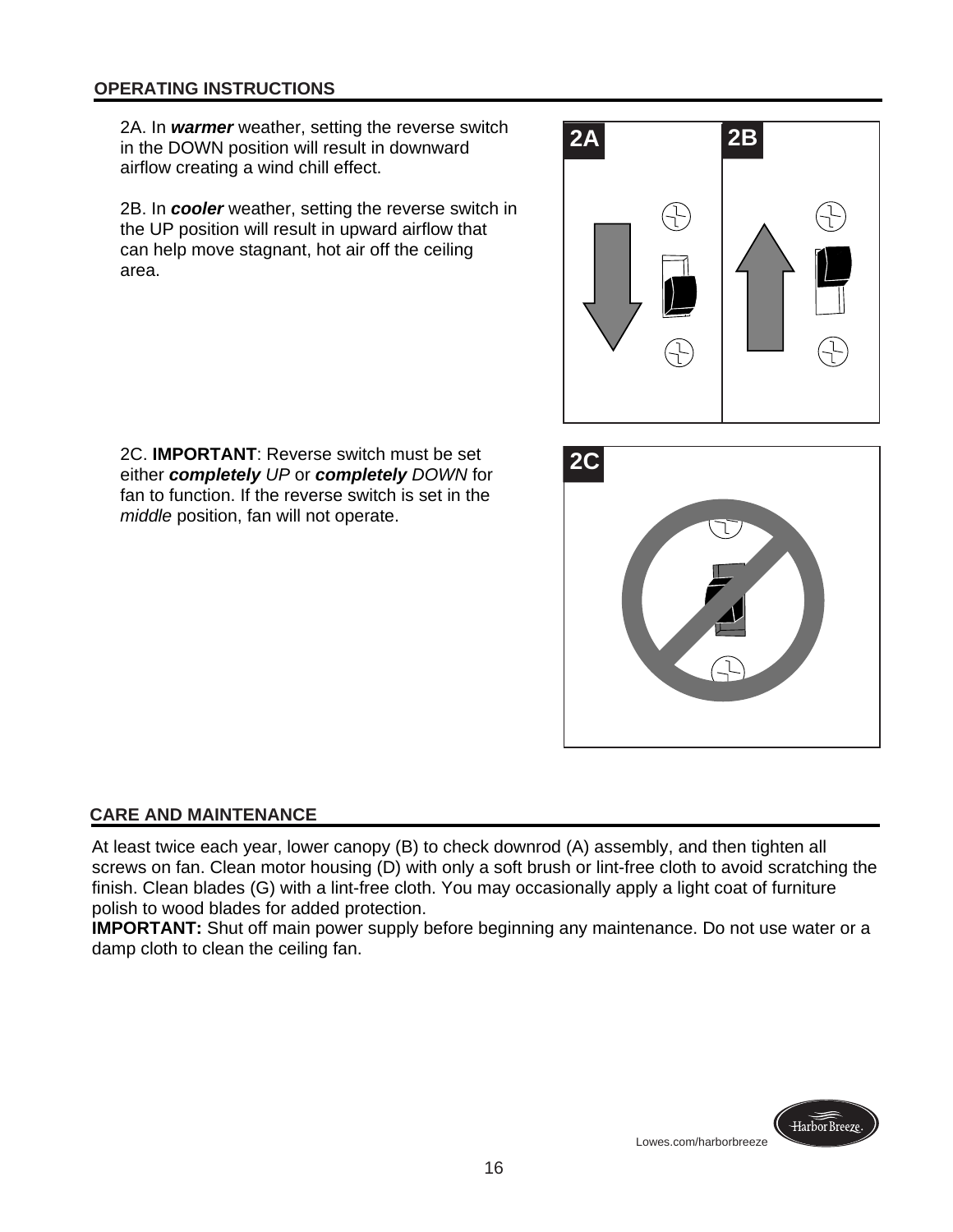## OPERATING INSTRUCTIONS

2A. In ***warmer*** weather, setting the reverse switch in the DOWN position will result in downward airflow creating a wind chill effect.

2B. In ***cooler*** weather, setting the reverse switch in the UP position will result in upward airflow that can help move stagnant, hot air off the ceiling area.

2C. **IMPORTANT**: Reverse switch must be set either ***completely*** *UP* or ***completely*** *DOWN* for fan to function. If the reverse switch is set in the *middle* position, fan will not operate.

## CARE AND MAINTENANCE

At least twice each year, lower canopy (B) to check downrod (A) assembly, and then tighten all screws on fan. Clean motor housing (D) with only a soft brush or lint-free cloth to avoid scratching the finish. Clean blades (G) with a lint-free cloth. You may occasionally apply a light coat of furniture polish to wood blades for added protection.

**IMPORTANT:** Shut off main power supply before beginning any maintenance. Do not use water or a damp cloth to clean the ceiling fan.

Lowes.com/harborbreeze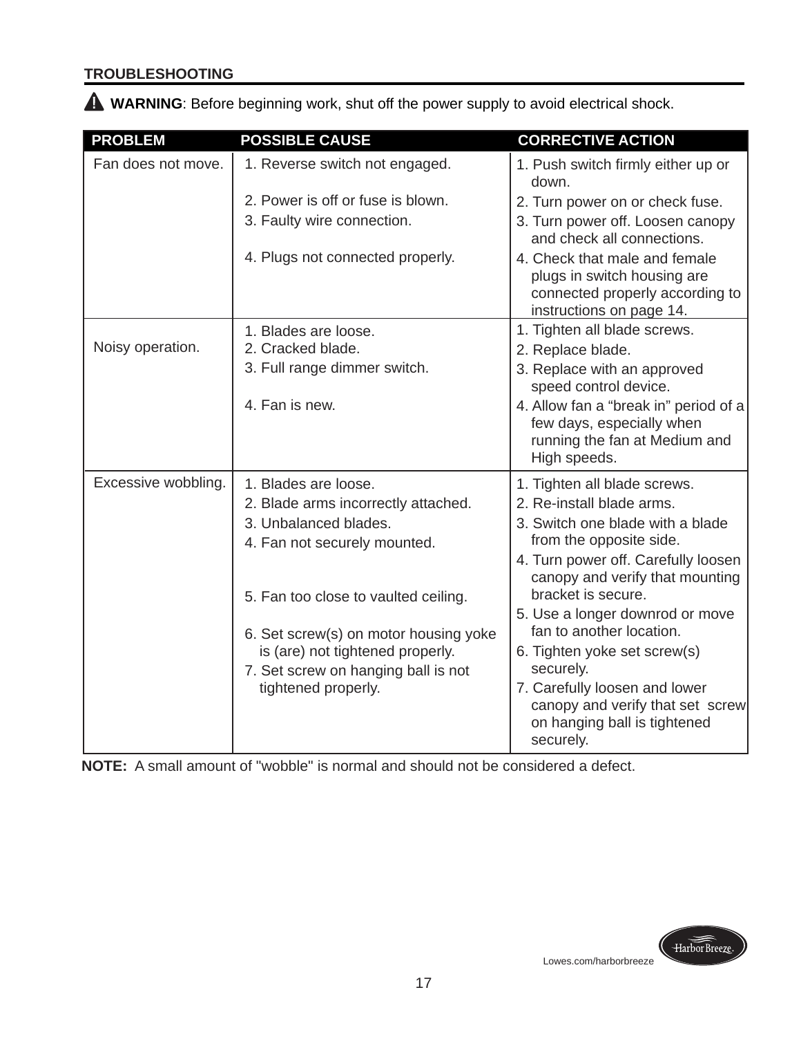## TROUBLESHOOTING

⚠ **WARNING**: Before beginning work, shut off the power supply to avoid electrical shock.

| PROBLEM | POSSIBLE CAUSE | CORRECTIVE ACTION |
|---|---|---|
| Fan does not move. | 1. Reverse switch not engaged.<br>2. Power is off or fuse is blown.<br>3. Faulty wire connection.<br>4. Plugs not connected properly. | 1. Push switch firmly either up or down.<br>2. Turn power on or check fuse.<br>3. Turn power off. Loosen canopy and check all connections.<br>4. Check that male and female plugs in switch housing are connected properly according to instructions on page 14. |
| Noisy operation. | 1. Blades are loose.<br>2. Cracked blade.<br>3. Full range dimmer switch.<br>4. Fan is new. | 1. Tighten all blade screws.<br>2. Replace blade.<br>3. Replace with an approved speed control device.<br>4. Allow fan a "break in" period of a few days, especially when running the fan at Medium and High speeds. |
| Excessive wobbling. | 1. Blades are loose.<br>2. Blade arms incorrectly attached.<br>3. Unbalanced blades.<br>4. Fan not securely mounted.<br>5. Fan too close to vaulted ceiling.<br>6. Set screw(s) on motor housing yoke is (are) not tightened properly.<br>7. Set screw on hanging ball is not tightened properly. | 1. Tighten all blade screws.<br>2. Re-install blade arms.<br>3. Switch one blade with a blade from the opposite side.<br>4. Turn power off. Carefully loosen canopy and verify that mounting bracket is secure.<br>5. Use a longer downrod or move fan to another location.<br>6. Tighten yoke set screw(s) securely.<br>7. Carefully loosen and lower canopy and verify that set screw on hanging ball is tightened securely. |

**NOTE:** A small amount of "wobble" is normal and should not be considered a defect.

Lowes.com/harborbreeze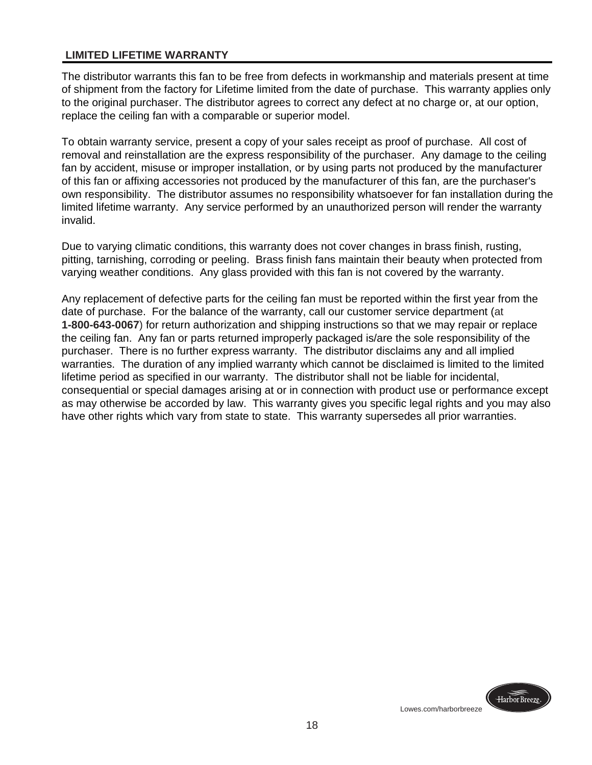## LIMITED LIFETIME WARRANTY

The distributor warrants this fan to be free from defects in workmanship and materials present at time of shipment from the factory for Lifetime limited from the date of purchase. This warranty applies only to the original purchaser. The distributor agrees to correct any defect at no charge or, at our option, replace the ceiling fan with a comparable or superior model.

To obtain warranty service, present a copy of your sales receipt as proof of purchase. All cost of removal and reinstallation are the express responsibility of the purchaser. Any damage to the ceiling fan by accident, misuse or improper installation, or by using parts not produced by the manufacturer of this fan or affixing accessories not produced by the manufacturer of this fan, are the purchaser's own responsibility. The distributor assumes no responsibility whatsoever for fan installation during the limited lifetime warranty. Any service performed by an unauthorized person will render the warranty invalid.

Due to varying climatic conditions, this warranty does not cover changes in brass finish, rusting, pitting, tarnishing, corroding or peeling. Brass finish fans maintain their beauty when protected from varying weather conditions. Any glass provided with this fan is not covered by the warranty.

Any replacement of defective parts for the ceiling fan must be reported within the first year from the date of purchase. For the balance of the warranty, call our customer service department (at **1-800-643-0067**) for return authorization and shipping instructions so that we may repair or replace the ceiling fan. Any fan or parts returned improperly packaged is/are the sole responsibility of the purchaser. There is no further express warranty. The distributor disclaims any and all implied warranties. The duration of any implied warranty which cannot be disclaimed is limited to the limited lifetime period as specified in our warranty. The distributor shall not be liable for incidental, consequential or special damages arising at or in connection with product use or performance except as may otherwise be accorded by law. This warranty gives you specific legal rights and you may also have other rights which vary from state to state. This warranty supersedes all prior warranties.

Lowes.com/harborbreeze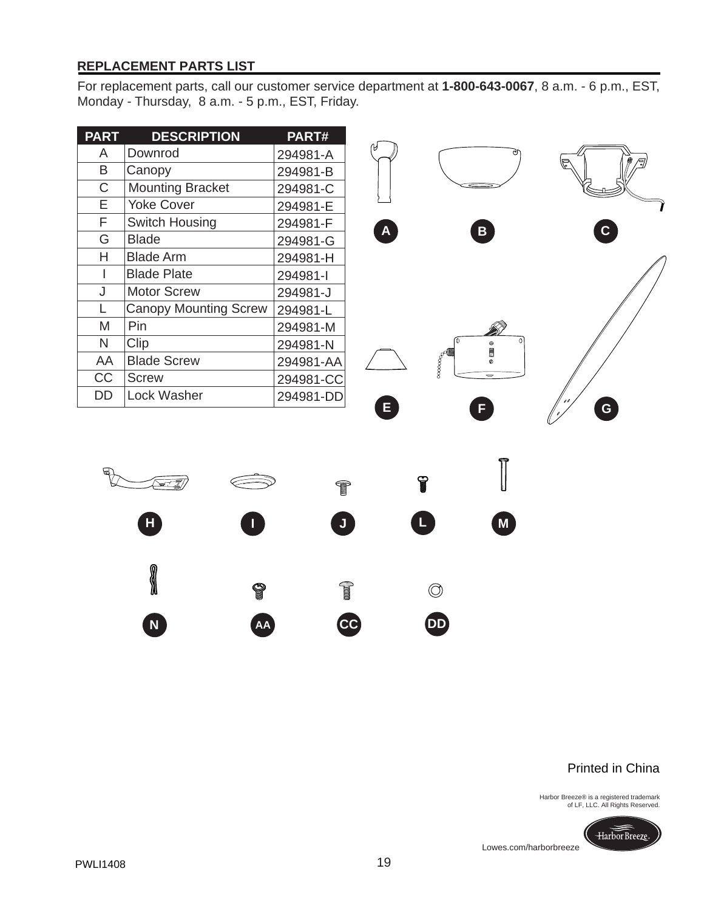## REPLACEMENT PARTS LIST

For replacement parts, call our customer service department at **1-800-643-0067**, 8 a.m. - 6 p.m., EST, Monday - Thursday, 8 a.m. - 5 p.m., EST, Friday.

| PART | DESCRIPTION | PART# |
|---|---|---|
| A | Downrod | 294981-A |
| B | Canopy | 294981-B |
| C | Mounting Bracket | 294981-C |
| E | Yoke Cover | 294981-E |
| F | Switch Housing | 294981-F |
| G | Blade | 294981-G |
| H | Blade Arm | 294981-H |
| I | Blade Plate | 294981-I |
| J | Motor Screw | 294981-J |
| L | Canopy Mounting Screw | 294981-L |
| M | Pin | 294981-M |
| N | Clip | 294981-N |
| AA | Blade Screw | 294981-AA |
| CC | Screw | 294981-CC |
| DD | Lock Washer | 294981-DD |

A B C

E F G

H I J L M

N AA CC DD

Printed in China

Harbor Breeze® is a registered trademark of LF, LLC. All Rights Reserved.

Lowes.com/harborbreeze

PWLI1408